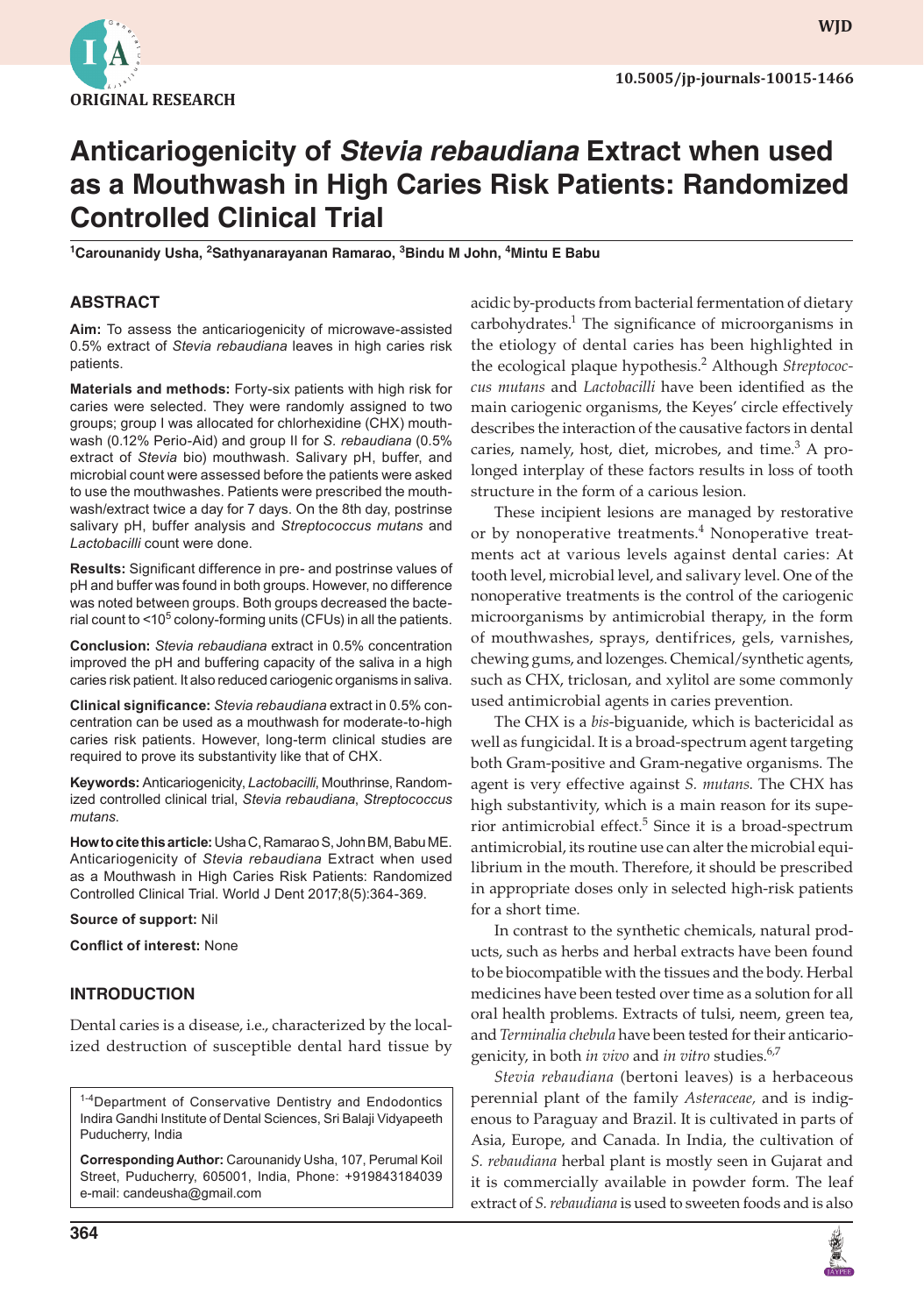ORIGINAL RESEARCH

# Anticariogenicity of *Stevia rebaudiana* Extract when used as a Mouthwash in High Caries Risk Patients: Randomized Controlled Clinical Trial

[1]Carounanidy Usha, [2]Sathyanarayanan Ramarao, [3]Bindu M John, [4]Mintu E Babu

## ABSTRACT

**Aim:** To assess the anticariogenicity of microwave-assisted 0.5% extract of *Stevia rebaudiana* leaves in high caries risk patients.

**Materials and methods:** Forty-six patients with high risk for caries were selected. They were randomly assigned to two groups; group I was allocated for chlorhexidine (CHX) mouthwash (0.12% Perio-Aid) and group II for *S. rebaudiana* (0.5% extract of *Stevia* bio) mouthwash. Salivary pH, buffer, and microbial count were assessed before the patients were asked to use the mouthwashes. Patients were prescribed the mouthwash/extract twice a day for 7 days. On the 8th day, postrinse salivary pH, buffer analysis and *Streptococcus mutans* and *Lactobacilli* count were done.

**Results:** Significant difference in pre- and postrinse values of pH and buffer was found in both groups. However, no difference was noted between groups. Both groups decreased the bacterial count to <$10^5$ colony-forming units (CFUs) in all the patients.

**Conclusion:** *Stevia rebaudiana* extract in 0.5% concentration improved the pH and buffering capacity of the saliva in a high caries risk patient. It also reduced cariogenic organisms in saliva.

**Clinical significance:** *Stevia rebaudiana* extract in 0.5% concentration can be used as a mouthwash for moderate-to-high caries risk patients. However, long-term clinical studies are required to prove its substantivity like that of CHX.

**Keywords:** Anticariogenicity, *Lactobacilli*, Mouthrinse, Randomized controlled clinical trial, *Stevia rebaudiana*, *Streptococcus mutans*.

**How to cite this article:** Usha C, Ramarao S, John BM, Babu ME. Anticariogenicity of *Stevia rebaudiana* Extract when used as a Mouthwash in High Caries Risk Patients: Randomized Controlled Clinical Trial. World J Dent 2017;8(5):364-369.

**Source of support:** Nil

**Conflict of interest:** None

## INTRODUCTION

Dental caries is a disease, i.e., characterized by the localized destruction of susceptible dental hard tissue by acidic by-products from bacterial fermentation of dietary carbohydrates.[1] The significance of microorganisms in the etiology of dental caries has been highlighted in the ecological plaque hypothesis.[2] Although *Streptococcus mutans* and *Lactobacilli* have been identified as the main cariogenic organisms, the Keyes' circle effectively describes the interaction of the causative factors in dental caries, namely, host, diet, microbes, and time.[3] A prolonged interplay of these factors results in loss of tooth structure in the form of a carious lesion.

These incipient lesions are managed by restorative or by nonoperative treatments.[4] Nonoperative treatments act at various levels against dental caries: At tooth level, microbial level, and salivary level. One of the nonoperative treatments is the control of the cariogenic microorganisms by antimicrobial therapy, in the form of mouthwashes, sprays, dentifrices, gels, varnishes, chewing gums, and lozenges. Chemical/synthetic agents, such as CHX, triclosan, and xylitol are some commonly used antimicrobial agents in caries prevention.

The CHX is a *bis*-biguanide, which is bactericidal as well as fungicidal. It is a broad-spectrum agent targeting both Gram-positive and Gram-negative organisms. The agent is very effective against *S. mutans*. The CHX has high substantivity, which is a main reason for its superior antimicrobial effect.[5] Since it is a broad-spectrum antimicrobial, its routine use can alter the microbial equilibrium in the mouth. Therefore, it should be prescribed in appropriate doses only in selected high-risk patients for a short time.

In contrast to the synthetic chemicals, natural products, such as herbs and herbal extracts have been found to be biocompatible with the tissues and the body. Herbal medicines have been tested over time as a solution for all oral health problems. Extracts of tulsi, neem, green tea, and *Terminalia chebula* have been tested for their anticariogenicity, in both *in vivo* and *in vitro* studies.[6,7]

*Stevia rebaudiana* (bertoni leaves) is a herbaceous perennial plant of the family *Asteraceae,* and is indigenous to Paraguay and Brazil. It is cultivated in parts of Asia, Europe, and Canada. In India, the cultivation of *S. rebaudiana* herbal plant is mostly seen in Gujarat and it is commercially available in powder form. The leaf extract of *S. rebaudiana* is used to sweeten foods and is also

[1-4]Department of Conservative Dentistry and Endodontics Indira Gandhi Institute of Dental Sciences, Sri Balaji Vidyapeeth Puducherry, India

**Corresponding Author:** Carounanidy Usha, 107, Perumal Koil Street, Puducherry, 605001, India, Phone: +919843184039 e-mail: candeusha@gmail.com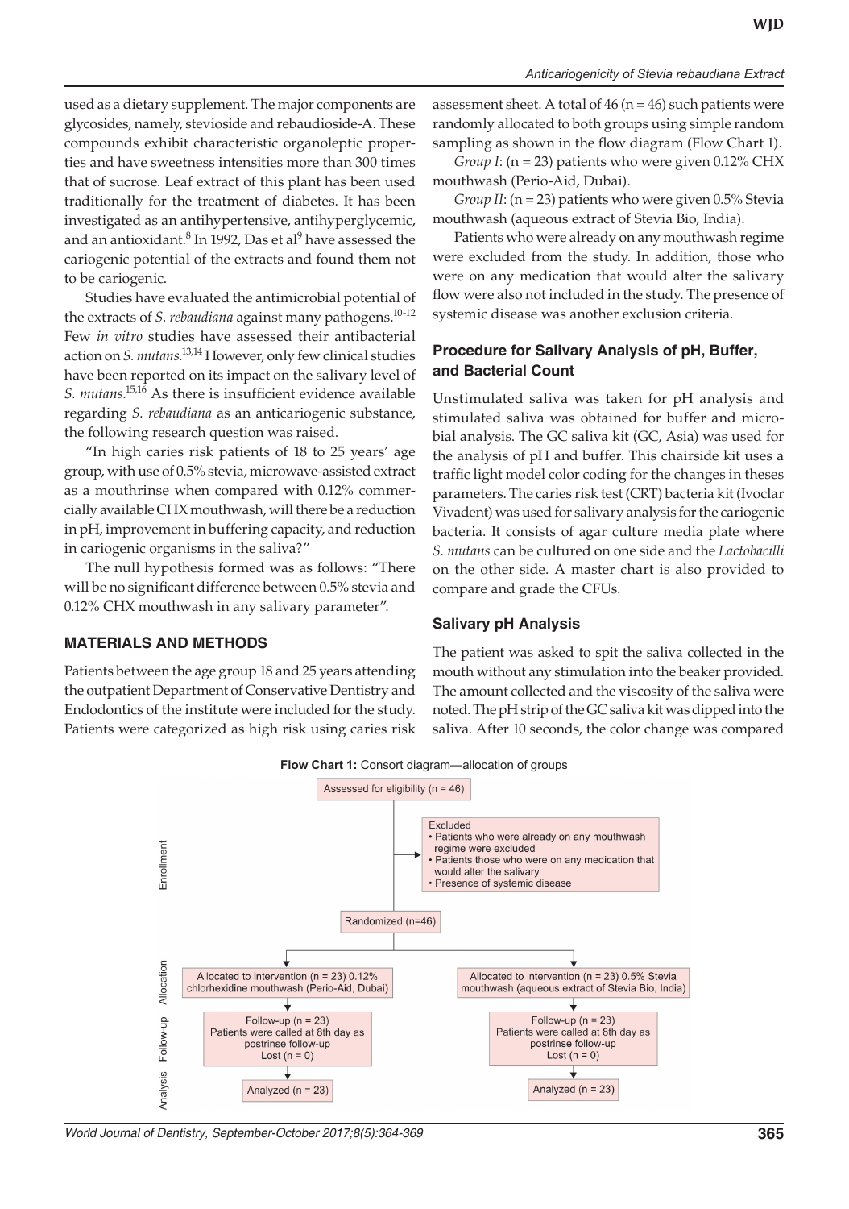used as a dietary supplement. The major components are glycosides, namely, stevioside and rebaudioside-A. These compounds exhibit characteristic organoleptic properties and have sweetness intensities more than 300 times that of sucrose. Leaf extract of this plant has been used traditionally for the treatment of diabetes. It has been investigated as an antihypertensive, antihyperglycemic, and an antioxidant.[8] In 1992, Das et al[9] have assessed the cariogenic potential of the extracts and found them not to be cariogenic.

Studies have evaluated the antimicrobial potential of the extracts of *S. rebaudiana* against many pathogens.[10-12] Few *in vitro* studies have assessed their antibacterial action on *S. mutans*.[13,14] However, only few clinical studies have been reported on its impact on the salivary level of *S. mutans*.[15,16] As there is insufficient evidence available regarding *S. rebaudiana* as an anticariogenic substance, the following research question was raised.

"In high caries risk patients of 18 to 25 years' age group, with use of 0.5% stevia, microwave-assisted extract as a mouthrinse when compared with 0.12% commercially available CHX mouthwash, will there be a reduction in pH, improvement in buffering capacity, and reduction in cariogenic organisms in the saliva?"

The null hypothesis formed was as follows: "There will be no significant difference between 0.5% stevia and 0.12% CHX mouthwash in any salivary parameter".

## MATERIALS AND METHODS

Patients between the age group 18 and 25 years attending the outpatient Department of Conservative Dentistry and Endodontics of the institute were included for the study. Patients were categorized as high risk using caries risk assessment sheet. A total of 46 (n = 46) such patients were randomly allocated to both groups using simple random sampling as shown in the flow diagram (Flow Chart 1).

*Group I*: (n = 23) patients who were given 0.12% CHX mouthwash (Perio-Aid, Dubai).

*Group II*: (n = 23) patients who were given 0.5% Stevia mouthwash (aqueous extract of Stevia Bio, India).

Patients who were already on any mouthwash regime were excluded from the study. In addition, those who were on any medication that would alter the salivary flow were also not included in the study. The presence of systemic disease was another exclusion criteria.

### Procedure for Salivary Analysis of pH, Buffer, and Bacterial Count

Unstimulated saliva was taken for pH analysis and stimulated saliva was obtained for buffer and microbial analysis. The GC saliva kit (GC, Asia) was used for the analysis of pH and buffer. This chairside kit uses a traffic light model color coding for the changes in theses parameters. The caries risk test (CRT) bacteria kit (Ivoclar Vivadent) was used for salivary analysis for the cariogenic bacteria. It consists of agar culture media plate where *S. mutans* can be cultured on one side and the *Lactobacilli* on the other side. A master chart is also provided to compare and grade the CFUs.

### Salivary pH Analysis

The patient was asked to spit the saliva collected in the mouth without any stimulation into the beaker provided. The amount collected and the viscosity of the saliva were noted. The pH strip of the GC saliva kit was dipped into the saliva. After 10 seconds, the color change was compared

**Flow Chart 1:** Consort diagram—allocation of groups

**Enrollment**
- Assessed for eligibility (n = 46)
- Excluded
  - Patients who were already on any mouthwash regime were excluded
  - Patients those who were on any medication that would alter the salivary
  - Presence of systemic disease
- Randomized (n=46)

**Allocation**
- Allocated to intervention (n = 23) 0.12% chlorhexidine mouthwash (Perio-Aid, Dubai)
- Allocated to intervention (n = 23) 0.5% Stevia mouthwash (aqueous extract of Stevia Bio, India)

**Follow-up**
- Follow-up (n = 23) Patients were called at 8th day as postrinse follow-up Lost (n = 0)
- Follow-up (n = 23) Patients were called at 8th day as postrinse follow-up Lost (n = 0)

**Analysis**
- Analyzed (n = 23)
- Analyzed (n = 23)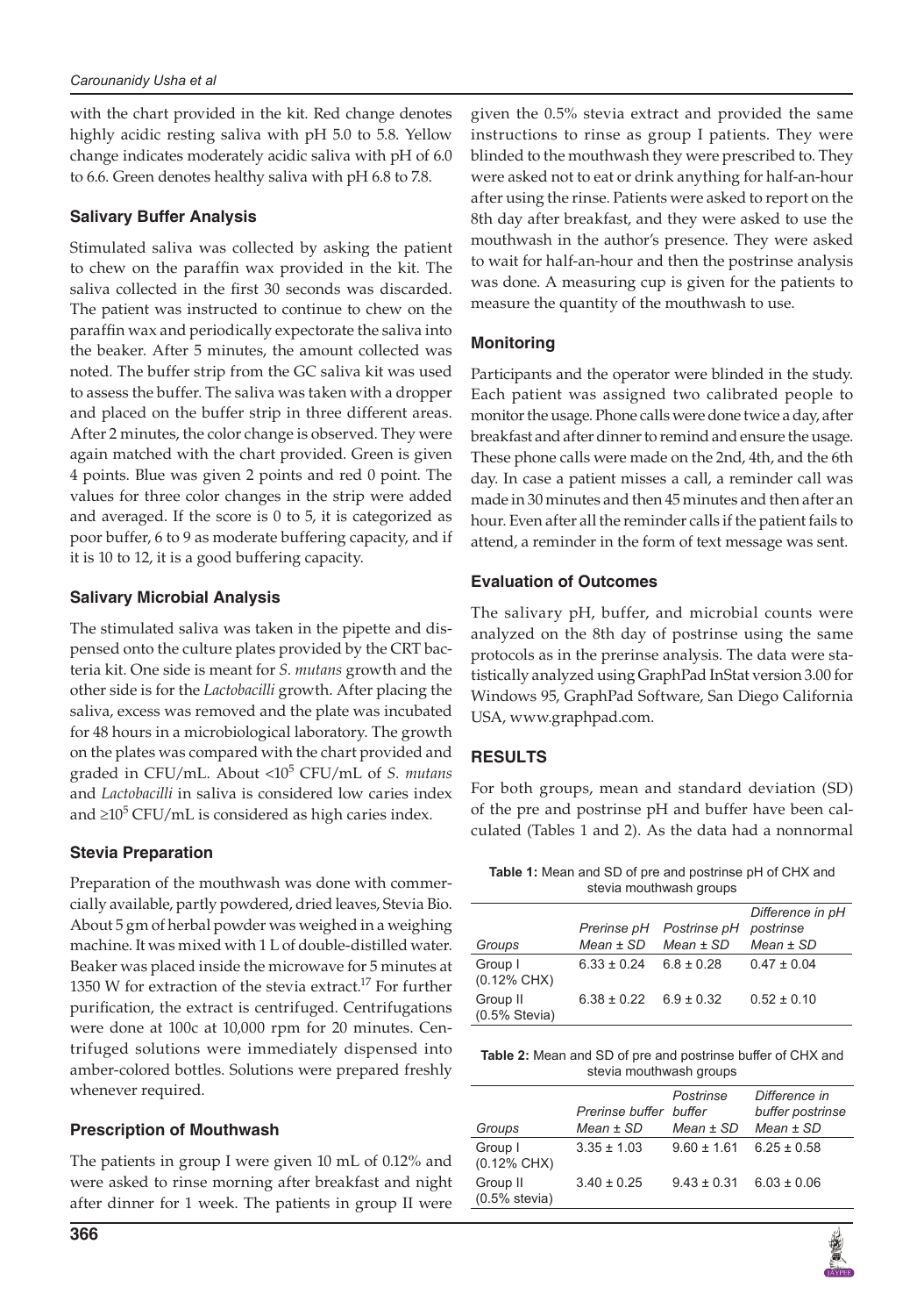with the chart provided in the kit. Red change denotes highly acidic resting saliva with pH 5.0 to 5.8. Yellow change indicates moderately acidic saliva with pH of 6.0 to 6.6. Green denotes healthy saliva with pH 6.8 to 7.8.

### Salivary Buffer Analysis

Stimulated saliva was collected by asking the patient to chew on the paraffin wax provided in the kit. The saliva collected in the first 30 seconds was discarded. The patient was instructed to continue to chew on the paraffin wax and periodically expectorate the saliva into the beaker. After 5 minutes, the amount collected was noted. The buffer strip from the GC saliva kit was used to assess the buffer. The saliva was taken with a dropper and placed on the buffer strip in three different areas. After 2 minutes, the color change is observed. They were again matched with the chart provided. Green is given 4 points. Blue was given 2 points and red 0 point. The values for three color changes in the strip were added and averaged. If the score is 0 to 5, it is categorized as poor buffer, 6 to 9 as moderate buffering capacity, and if it is 10 to 12, it is a good buffering capacity.

### Salivary Microbial Analysis

The stimulated saliva was taken in the pipette and dispensed onto the culture plates provided by the CRT bacteria kit. One side is meant for *S. mutans* growth and the other side is for the *Lactobacilli* growth. After placing the saliva, excess was removed and the plate was incubated for 48 hours in a microbiological laboratory. The growth on the plates was compared with the chart provided and graded in CFU/mL. About $<10^5$ CFU/mL of *S. mutans* and *Lactobacilli* in saliva is considered low caries index and $\geq 10^5$ CFU/mL is considered as high caries index.

### Stevia Preparation

Preparation of the mouthwash was done with commercially available, partly powdered, dried leaves, Stevia Bio. About 5 gm of herbal powder was weighed in a weighing machine. It was mixed with 1 L of double-distilled water. Beaker was placed inside the microwave for 5 minutes at 1350 W for extraction of the stevia extract.[17] For further purification, the extract is centrifuged. Centrifugations were done at 100c at 10,000 rpm for 20 minutes. Centrifuged solutions were immediately dispensed into amber-colored bottles. Solutions were prepared freshly whenever required.

### Prescription of Mouthwash

The patients in group I were given 10 mL of 0.12% and were asked to rinse morning after breakfast and night after dinner for 1 week. The patients in group II were given the 0.5% stevia extract and provided the same instructions to rinse as group I patients. They were blinded to the mouthwash they were prescribed to. They were asked not to eat or drink anything for half-an-hour after using the rinse. Patients were asked to report on the 8th day after breakfast, and they were asked to use the mouthwash in the author's presence. They were asked to wait for half-an-hour and then the postrinse analysis was done. A measuring cup is given for the patients to measure the quantity of the mouthwash to use.

### Monitoring

Participants and the operator were blinded in the study. Each patient was assigned two calibrated people to monitor the usage. Phone calls were done twice a day, after breakfast and after dinner to remind and ensure the usage. These phone calls were made on the 2nd, 4th, and the 6th day. In case a patient misses a call, a reminder call was made in 30 minutes and then 45 minutes and then after an hour. Even after all the reminder calls if the patient fails to attend, a reminder in the form of text message was sent.

### Evaluation of Outcomes

The salivary pH, buffer, and microbial counts were analyzed on the 8th day of postrinse using the same protocols as in the prerinse analysis. The data were statistically analyzed using GraphPad InStat version 3.00 for Windows 95, GraphPad Software, San Diego California USA, www.graphpad.com.

## RESULTS

For both groups, mean and standard deviation (SD) of the pre and postrinse pH and buffer have been calculated (Tables 1 and 2). As the data had a nonnormal

**Table 1:** Mean and SD of pre and postrinse pH of CHX and stevia mouthwash groups

| Groups | Prerinse pH Mean ± SD | Postrinse pH Mean ± SD | Difference in pH postrinse Mean ± SD |
|---|---|---|---|
| Group I (0.12% CHX) | 6.33 ± 0.24 | 6.8 ± 0.28 | 0.47 ± 0.04 |
| Group II (0.5% Stevia) | 6.38 ± 0.22 | 6.9 ± 0.32 | 0.52 ± 0.10 |

**Table 2:** Mean and SD of pre and postrinse buffer of CHX and stevia mouthwash groups

| Groups | Prerinse buffer Mean ± SD | Postrinse buffer Mean ± SD | Difference in buffer postrinse Mean ± SD |
|---|---|---|---|
| Group I (0.12% CHX) | 3.35 ± 1.03 | 9.60 ± 1.61 | 6.25 ± 0.58 |
| Group II (0.5% stevia) | 3.40 ± 0.25 | 9.43 ± 0.31 | 6.03 ± 0.06 |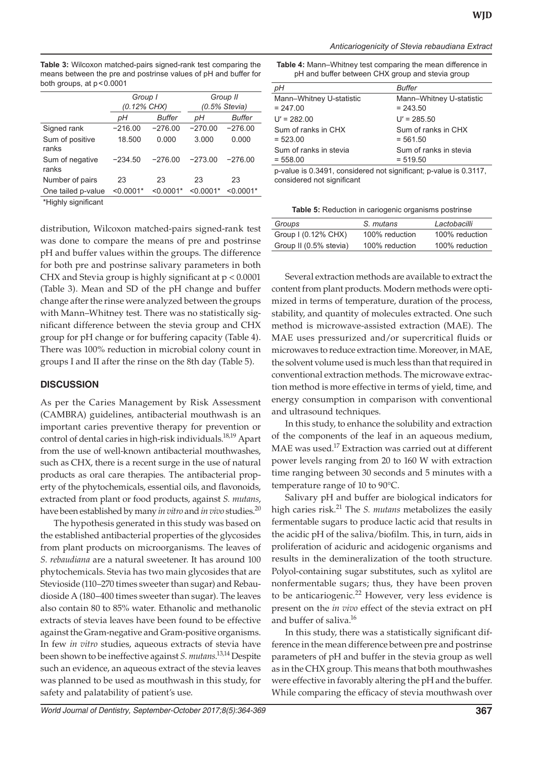**Table 3:** Wilcoxon matched-pairs signed-rank test comparing the means between the pre and postrinse values of pH and buffer for both groups, at $p < 0.0001$

| | Group I (0.12% CHX) | | Group II (0.5% Stevia) | |
|---|---|---|---|---|
| | pH | Buffer | pH | Buffer |
| Signed rank | −216.00 | −276.00 | −270.00 | −276.00 |
| Sum of positive ranks | 18.500 | 0.000 | 3.000 | 0.000 |
| Sum of negative ranks | −234.50 | −276.00 | −273.00 | −276.00 |
| Number of pairs | 23 | 23 | 23 | 23 |
| One tailed p-value | <0.0001* | <0.0001* | <0.0001* | <0.0001* |

*Highly significant

distribution, Wilcoxon matched-pairs signed-rank test was done to compare the means of pre and postrinse pH and buffer values within the groups. The difference for both pre and postrinse salivary parameters in both CHX and Stevia group is highly significant at $p < 0.0001$ (Table 3). Mean and SD of the pH change and buffer change after the rinse were analyzed between the groups with Mann–Whitney test. There was no statistically significant difference between the stevia group and CHX group for pH change or for buffering capacity (Table 4). There was 100% reduction in microbial colony count in groups I and II after the rinse on the 8th day (Table 5).

## DISCUSSION

As per the Caries Management by Risk Assessment (CAMBRA) guidelines, antibacterial mouthwash is an important caries preventive therapy for prevention or control of dental caries in high-risk individuals.[18,19] Apart from the use of well-known antibacterial mouthwashes, such as CHX, there is a recent surge in the use of natural products as oral care therapies. The antibacterial property of the phytochemicals, essential oils, and flavonoids, extracted from plant or food products, against *S. mutans*, have been established by many *in vitro* and *in vivo* studies.[20]

The hypothesis generated in this study was based on the established antibacterial properties of the glycosides from plant products on microorganisms. The leaves of *S. rebaudiana* are a natural sweetener. It has around 100 phytochemicals. Stevia has two main glycosides that are Stevioside (110–270 times sweeter than sugar) and Rebaudioside A (180–400 times sweeter than sugar). The leaves also contain 80 to 85% water. Ethanolic and methanolic extracts of stevia leaves have been found to be effective against the Gram-negative and Gram-positive organisms. In few *in vitro* studies, aqueous extracts of stevia have been shown to be ineffective against *S. mutans*.[13,14] Despite such an evidence, an aqueous extract of the stevia leaves was planned to be used as mouthwash in this study, for safety and palatability of patient's use.

**Table 4:** Mann–Whitney test comparing the mean difference in pH and buffer between CHX group and stevia group

| pH | Buffer |
|---|---|
| Mann–Whitney U-statistic = 247.00 | Mann–Whitney U-statistic = 243.50 |
| U′ = 282.00 | U′ = 285.50 |
| Sum of ranks in CHX = 523.00 | Sum of ranks in CHX = 561.50 |
| Sum of ranks in stevia = 558.00 | Sum of ranks in stevia = 519.50 |

p-value is 0.3491, considered not significant; p-value is 0.3117, considered not significant

**Table 5:** Reduction in cariogenic organisms postrinse

| Groups | S. mutans | Lactobacilli |
|---|---|---|
| Group I (0.12% CHX) | 100% reduction | 100% reduction |
| Group II (0.5% stevia) | 100% reduction | 100% reduction |

Several extraction methods are available to extract the content from plant products. Modern methods were optimized in terms of temperature, duration of the process, stability, and quantity of molecules extracted. One such method is microwave-assisted extraction (MAE). The MAE uses pressurized and/or supercritical fluids or microwaves to reduce extraction time. Moreover, in MAE, the solvent volume used is much less than that required in conventional extraction methods. The microwave extraction method is more effective in terms of yield, time, and energy consumption in comparison with conventional and ultrasound techniques.

In this study, to enhance the solubility and extraction of the components of the leaf in an aqueous medium, MAE was used.[17] Extraction was carried out at different power levels ranging from 20 to 160 W with extraction time ranging between 30 seconds and 5 minutes with a temperature range of 10 to 90°C.

Salivary pH and buffer are biological indicators for high caries risk.[21] The *S. mutans* metabolizes the easily fermentable sugars to produce lactic acid that results in the acidic pH of the saliva/biofilm. This, in turn, aids in proliferation of aciduric and acidogenic organisms and results in the demineralization of the tooth structure. Polyol-containing sugar substitutes, such as xylitol are nonfermentable sugars; thus, they have been proven to be anticariogenic.[22] However, very less evidence is present on the *in vivo* effect of the stevia extract on pH and buffer of saliva.[16]

In this study, there was a statistically significant difference in the mean difference between pre and postrinse parameters of pH and buffer in the stevia group as well as in the CHX group. This means that both mouthwashes were effective in favorably altering the pH and the buffer. While comparing the efficacy of stevia mouthwash over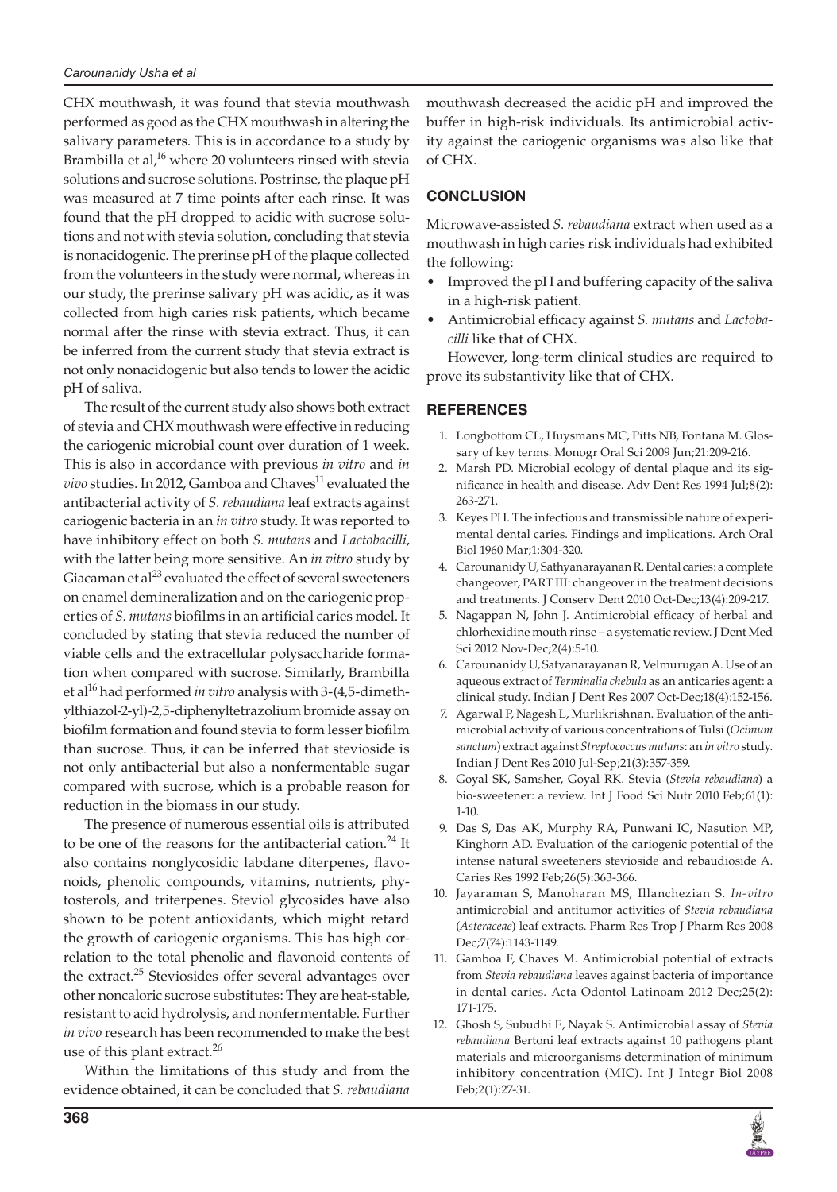CHX mouthwash, it was found that stevia mouthwash performed as good as the CHX mouthwash in altering the salivary parameters. This is in accordance to a study by Brambilla et al,[16] where 20 volunteers rinsed with stevia solutions and sucrose solutions. Postrinse, the plaque pH was measured at 7 time points after each rinse. It was found that the pH dropped to acidic with sucrose solutions and not with stevia solution, concluding that stevia is nonacidogenic. The prerinse pH of the plaque collected from the volunteers in the study were normal, whereas in our study, the prerinse salivary pH was acidic, as it was collected from high caries risk patients, which became normal after the rinse with stevia extract. Thus, it can be inferred from the current study that stevia extract is not only nonacidogenic but also tends to lower the acidic pH of saliva.

The result of the current study also shows both extract of stevia and CHX mouthwash were effective in reducing the cariogenic microbial count over duration of 1 week. This is also in accordance with previous *in vitro* and *in vivo* studies. In 2012, Gamboa and Chaves[11] evaluated the antibacterial activity of *S. rebaudiana* leaf extracts against cariogenic bacteria in an *in vitro* study. It was reported to have inhibitory effect on both *S. mutans* and *Lactobacilli*, with the latter being more sensitive. An *in vitro* study by Giacaman et al[23] evaluated the effect of several sweeteners on enamel demineralization and on the cariogenic properties of *S. mutans* biofilms in an artificial caries model. It concluded by stating that stevia reduced the number of viable cells and the extracellular polysaccharide formation when compared with sucrose. Similarly, Brambilla et al[16] had performed *in vitro* analysis with 3-(4,5-dimethylthiazol-2-yl)-2,5-diphenyltetrazolium bromide assay on biofilm formation and found stevia to form lesser biofilm than sucrose. Thus, it can be inferred that stevioside is not only antibacterial but also a nonfermentable sugar compared with sucrose, which is a probable reason for reduction in the biomass in our study.

The presence of numerous essential oils is attributed to be one of the reasons for the antibacterial cation.[24] It also contains nonglycosidic labdane diterpenes, flavonoids, phenolic compounds, vitamins, nutrients, phytosterols, and triterpenes. Steviol glycosides have also shown to be potent antioxidants, which might retard the growth of cariogenic organisms. This has high correlation to the total phenolic and flavonoid contents of the extract.[25] Steviosides offer several advantages over other noncaloric sucrose substitutes: They are heat-stable, resistant to acid hydrolysis, and nonfermentable. Further *in vivo* research has been recommended to make the best use of this plant extract.[26]

Within the limitations of this study and from the evidence obtained, it can be concluded that *S. rebaudiana* mouthwash decreased the acidic pH and improved the buffer in high-risk individuals. Its antimicrobial activity against the cariogenic organisms was also like that of CHX.

## CONCLUSION

Microwave-assisted *S. rebaudiana* extract when used as a mouthwash in high caries risk individuals had exhibited the following:

- Improved the pH and buffering capacity of the saliva in a high-risk patient.
- Antimicrobial efficacy against *S. mutans* and *Lactobacilli* like that of CHX.

However, long-term clinical studies are required to prove its substantivity like that of CHX.

## REFERENCES

1. Longbottom CL, Huysmans MC, Pitts NB, Fontana M. Glossary of key terms. Monogr Oral Sci 2009 Jun;21:209-216.
2. Marsh PD. Microbial ecology of dental plaque and its significance in health and disease. Adv Dent Res 1994 Jul;8(2):263-271.
3. Keyes PH. The infectious and transmissible nature of experimental dental caries. Findings and implications. Arch Oral Biol 1960 Mar;1:304-320.
4. Carounanidy U, Sathyanarayanan R. Dental caries: a complete changeover, PART III: changeover in the treatment decisions and treatments. J Conserv Dent 2010 Oct-Dec;13(4):209-217.
5. Nagappan N, John J. Antimicrobial efficacy of herbal and chlorhexidine mouth rinse – a systematic review. J Dent Med Sci 2012 Nov-Dec;2(4):5-10.
6. Carounanidy U, Satyanarayanan R, Velmurugan A. Use of an aqueous extract of *Terminalia chebula* as an anticaries agent: a clinical study. Indian J Dent Res 2007 Oct-Dec;18(4):152-156.
7. Agarwal P, Nagesh L, Murlikrishnan. Evaluation of the antimicrobial activity of various concentrations of Tulsi (*Ocimum sanctum*) extract against *Streptococcus mutans*: an *in vitro* study. Indian J Dent Res 2010 Jul-Sep;21(3):357-359.
8. Goyal SK, Samsher, Goyal RK. Stevia (*Stevia rebaudiana*) a bio-sweetener: a review. Int J Food Sci Nutr 2010 Feb;61(1):1-10.
9. Das S, Das AK, Murphy RA, Punwani IC, Nasution MP, Kinghorn AD. Evaluation of the cariogenic potential of the intense natural sweeteners stevioside and rebaudioside A. Caries Res 1992 Feb;26(5):363-366.
10. Jayaraman S, Manoharan MS, Illanchezian S. *In-vitro* antimicrobial and antitumor activities of *Stevia rebaudiana* (*Asteraceae*) leaf extracts. Pharm Res Trop J Pharm Res 2008 Dec;7(74):1143-1149.
11. Gamboa F, Chaves M. Antimicrobial potential of extracts from *Stevia rebaudiana* leaves against bacteria of importance in dental caries. Acta Odontol Latinoam 2012 Dec;25(2):171-175.
12. Ghosh S, Subudhi E, Nayak S. Antimicrobial assay of *Stevia rebaudiana* Bertoni leaf extracts against 10 pathogens plant materials and microorganisms determination of minimum inhibitory concentration (MIC). Int J Integr Biol 2008 Feb;2(1):27-31.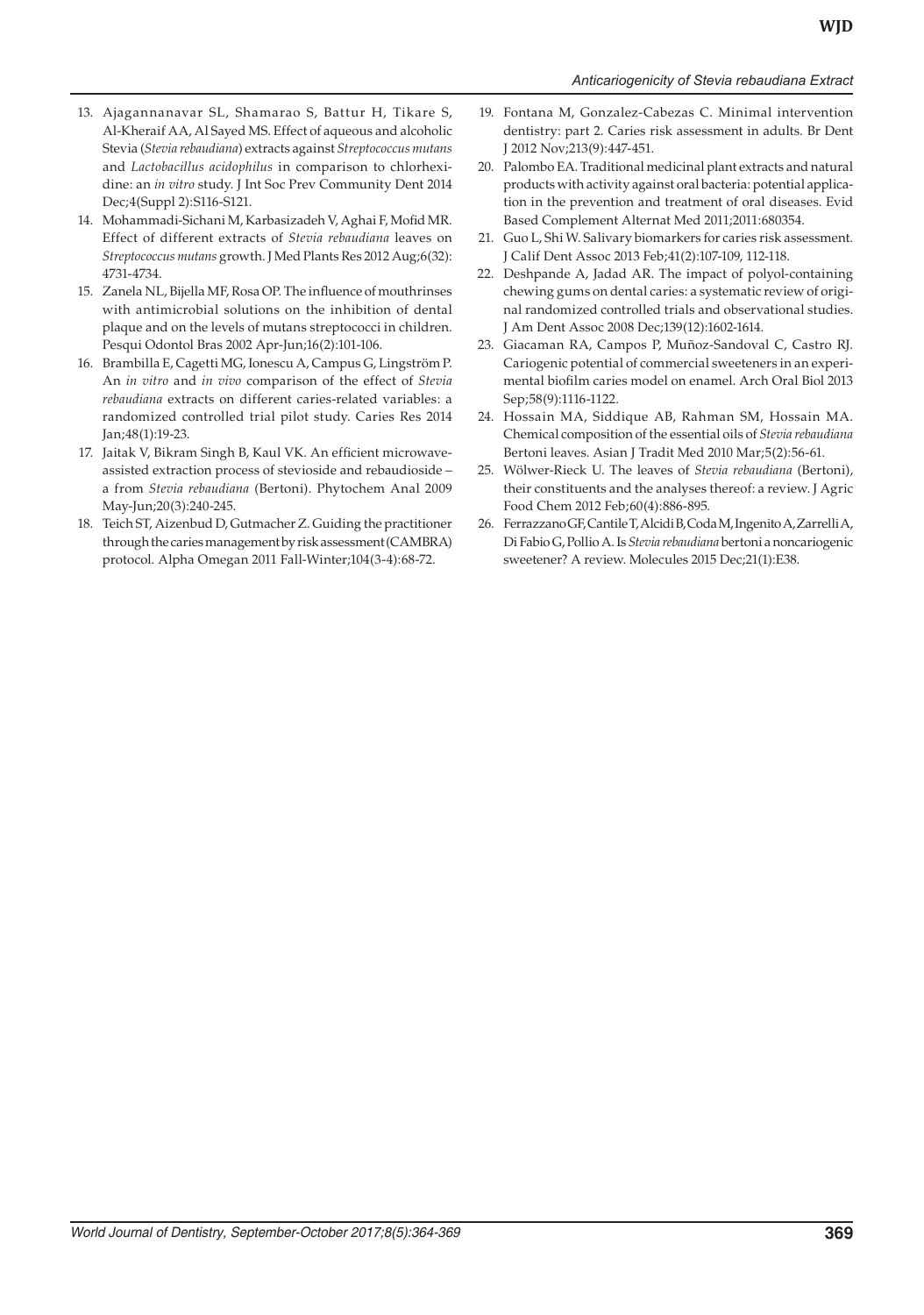13. Ajagannanavar SL, Shamarao S, Battur H, Tikare S, Al-Kheraif AA, Al Sayed MS. Effect of aqueous and alcoholic Stevia (*Stevia rebaudiana*) extracts against *Streptococcus mutans* and *Lactobacillus acidophilus* in comparison to chlorhexidine: an *in vitro* study. J Int Soc Prev Community Dent 2014 Dec;4(Suppl 2):S116-S121.
14. Mohammadi-Sichani M, Karbasizadeh V, Aghai F, Mofid MR. Effect of different extracts of *Stevia rebaudiana* leaves on *Streptococcus mutans* growth. J Med Plants Res 2012 Aug;6(32): 4731-4734.
15. Zanela NL, Bijella MF, Rosa OP. The influence of mouthrinses with antimicrobial solutions on the inhibition of dental plaque and on the levels of mutans streptococci in children. Pesqui Odontol Bras 2002 Apr-Jun;16(2):101-106.
16. Brambilla E, Cagetti MG, Ionescu A, Campus G, Lingström P. An *in vitro* and *in vivo* comparison of the effect of *Stevia rebaudiana* extracts on different caries-related variables: a randomized controlled trial pilot study. Caries Res 2014 Jan;48(1):19-23.
17. Jaitak V, Bikram Singh B, Kaul VK. An efficient microwave-assisted extraction process of stevioside and rebaudioside – a from *Stevia rebaudiana* (Bertoni). Phytochem Anal 2009 May-Jun;20(3):240-245.
18. Teich ST, Aizenbud D, Gutmacher Z. Guiding the practitioner through the caries management by risk assessment (CAMBRA) protocol. Alpha Omegan 2011 Fall-Winter;104(3-4):68-72.
19. Fontana M, Gonzalez-Cabezas C. Minimal intervention dentistry: part 2. Caries risk assessment in adults. Br Dent J 2012 Nov;213(9):447-451.
20. Palombo EA. Traditional medicinal plant extracts and natural products with activity against oral bacteria: potential application in the prevention and treatment of oral diseases. Evid Based Complement Alternat Med 2011;2011:680354.
21. Guo L, Shi W. Salivary biomarkers for caries risk assessment. J Calif Dent Assoc 2013 Feb;41(2):107-109, 112-118.
22. Deshpande A, Jadad AR. The impact of polyol-containing chewing gums on dental caries: a systematic review of original randomized controlled trials and observational studies. J Am Dent Assoc 2008 Dec;139(12):1602-1614.
23. Giacaman RA, Campos P, Muñoz-Sandoval C, Castro RJ. Cariogenic potential of commercial sweeteners in an experimental biofilm caries model on enamel. Arch Oral Biol 2013 Sep;58(9):1116-1122.
24. Hossain MA, Siddique AB, Rahman SM, Hossain MA. Chemical composition of the essential oils of *Stevia rebaudiana* Bertoni leaves. Asian J Tradit Med 2010 Mar;5(2):56-61.
25. Wölwer-Rieck U. The leaves of *Stevia rebaudiana* (Bertoni), their constituents and the analyses thereof: a review. J Agric Food Chem 2012 Feb;60(4):886-895.
26. Ferrazzano GF, Cantile T, Alcidi B, Coda M, Ingenito A, Zarrelli A, Di Fabio G, Pollio A. Is *Stevia rebaudiana* bertoni a noncariogenic sweetener? A review. Molecules 2015 Dec;21(1):E38.